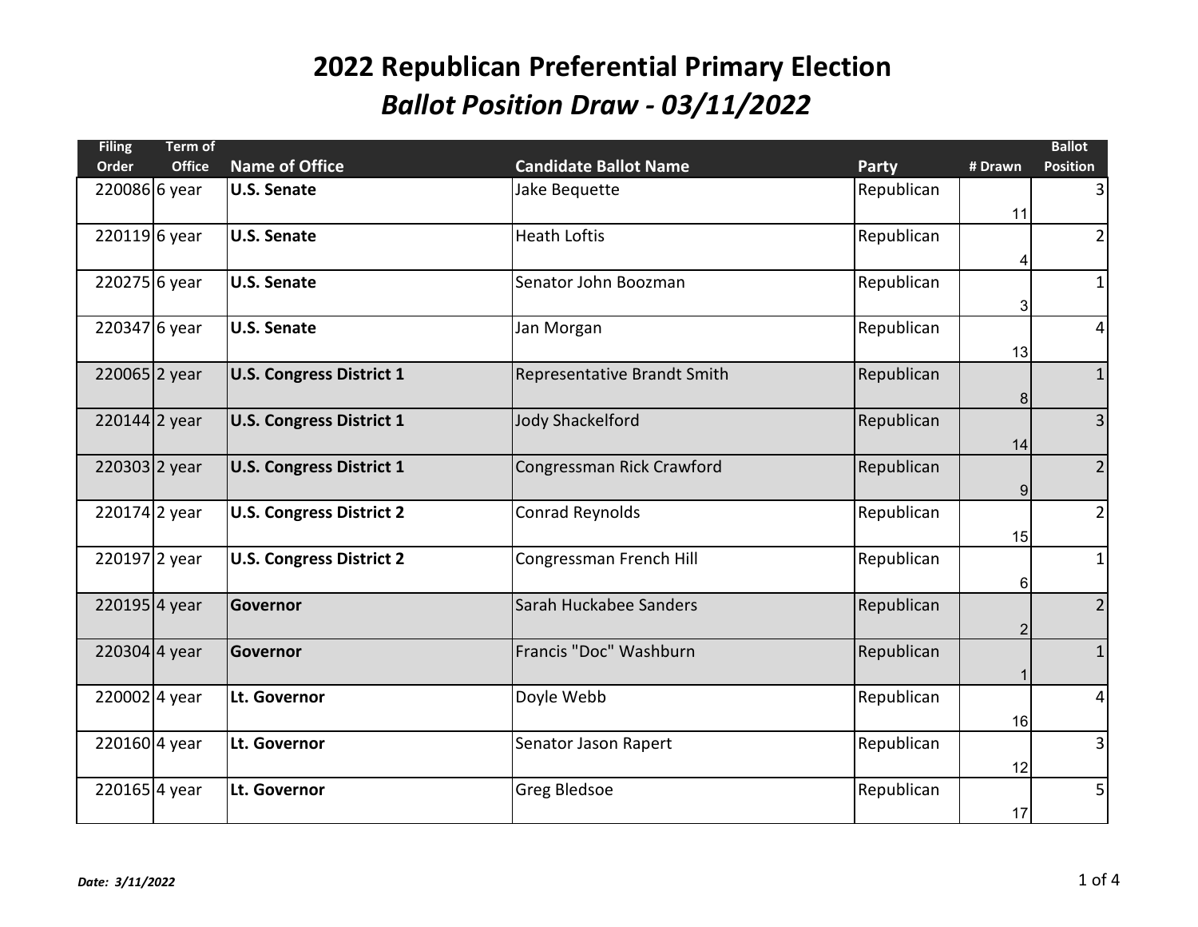# 2022 Republican Preferential Primary Election

## *Ballot Position Draw - 03/11/2022*

| Filing Order | Term of Office | Name of Office | Candidate Ballot Name | Party | # Drawn | Ballot Position |
|---|---|---|---|---|---|---|
| 220086 | 6 year | **U.S. Senate** | Jake Bequette | Republican | 11 | 3 |
| 220119 | 6 year | **U.S. Senate** | Heath Loftis | Republican | 4 | 2 |
| 220275 | 6 year | **U.S. Senate** | Senator John Boozman | Republican | 3 | 1 |
| 220347 | 6 year | **U.S. Senate** | Jan Morgan | Republican | 13 | 4 |
| 220065 | 2 year | **U.S. Congress District 1** | Representative Brandt Smith | Republican | 8 | 1 |
| 220144 | 2 year | **U.S. Congress District 1** | Jody Shackelford | Republican | 14 | 3 |
| 220303 | 2 year | **U.S. Congress District 1** | Congressman Rick Crawford | Republican | 9 | 2 |
| 220174 | 2 year | **U.S. Congress District 2** | Conrad Reynolds | Republican | 15 | 2 |
| 220197 | 2 year | **U.S. Congress District 2** | Congressman French Hill | Republican | 6 | 1 |
| 220195 | 4 year | **Governor** | Sarah Huckabee Sanders | Republican | 2 | 2 |
| 220304 | 4 year | **Governor** | Francis "Doc" Washburn | Republican | 1 | 1 |
| 220002 | 4 year | **Lt. Governor** | Doyle Webb | Republican | 16 | 4 |
| 220160 | 4 year | **Lt. Governor** | Senator Jason Rapert | Republican | 12 | 3 |
| 220165 | 4 year | **Lt. Governor** | Greg Bledsoe | Republican | 17 | 5 |

*Date: 3/11/2022*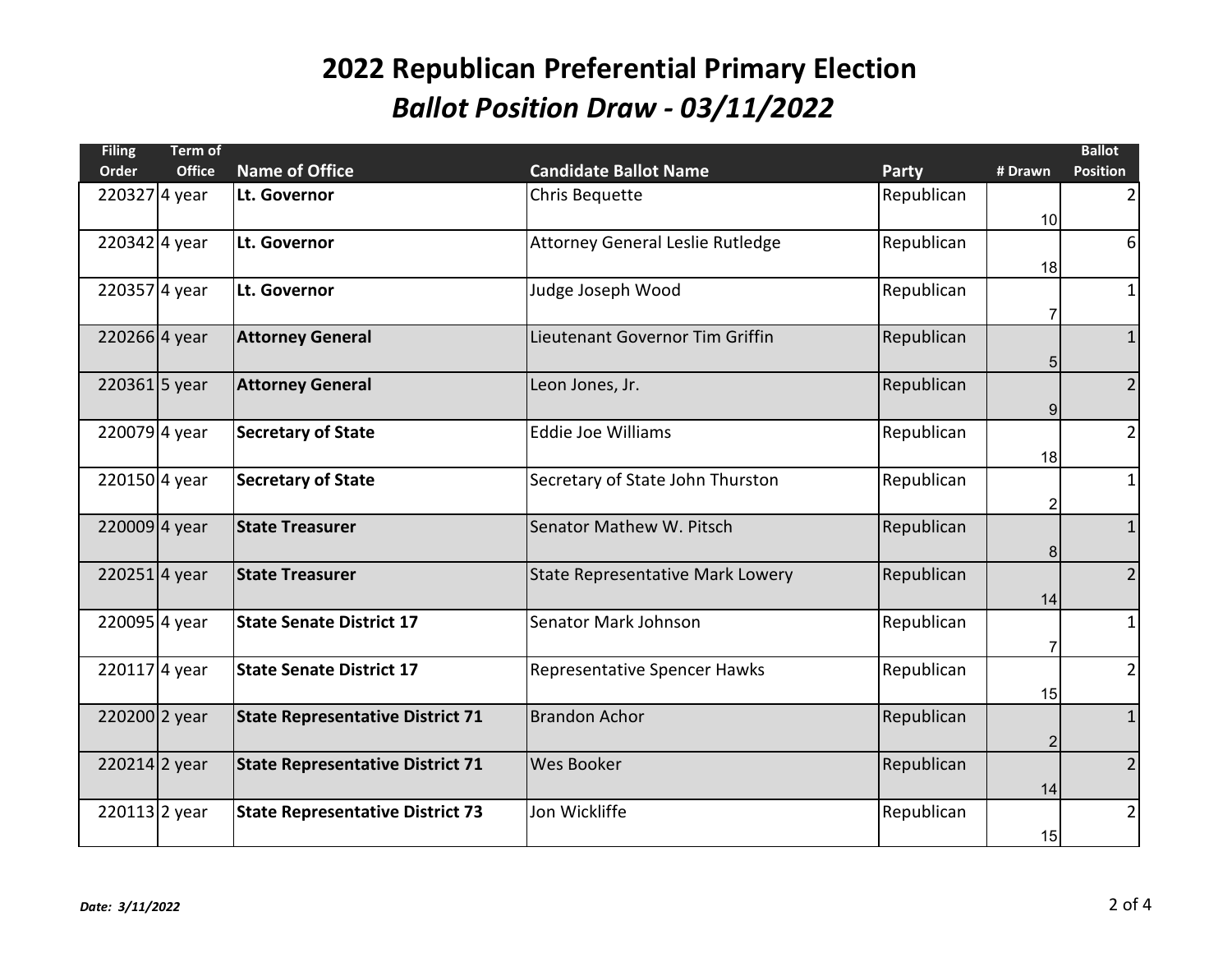# 2022 Republican Preferential Primary Election

## *Ballot Position Draw - 03/11/2022*

| Filing Order | Term of Office | Name of Office | Candidate Ballot Name | Party | # Drawn | Ballot Position |
|---|---|---|---|---|---|---|
| 220327 | 4 year | **Lt. Governor** | Chris Bequette | Republican | 10 | 2 |
| 220342 | 4 year | **Lt. Governor** | Attorney General Leslie Rutledge | Republican | 18 | 6 |
| 220357 | 4 year | **Lt. Governor** | Judge Joseph Wood | Republican | 7 | 1 |
| 220266 | 4 year | **Attorney General** | Lieutenant Governor Tim Griffin | Republican | 5 | 1 |
| 220361 | 5 year | **Attorney General** | Leon Jones, Jr. | Republican | 9 | 2 |
| 220079 | 4 year | **Secretary of State** | Eddie Joe Williams | Republican | 18 | 2 |
| 220150 | 4 year | **Secretary of State** | Secretary of State John Thurston | Republican | 2 | 1 |
| 220009 | 4 year | **State Treasurer** | Senator Mathew W. Pitsch | Republican | 8 | 1 |
| 220251 | 4 year | **State Treasurer** | State Representative Mark Lowery | Republican | 14 | 2 |
| 220095 | 4 year | **State Senate District 17** | Senator Mark Johnson | Republican | 7 | 1 |
| 220117 | 4 year | **State Senate District 17** | Representative Spencer Hawks | Republican | 15 | 2 |
| 220200 | 2 year | **State Representative District 71** | Brandon Achor | Republican | 2 | 1 |
| 220214 | 2 year | **State Representative District 71** | Wes Booker | Republican | 14 | 2 |
| 220113 | 2 year | **State Representative District 73** | Jon Wickliffe | Republican | 15 | 2 |

***Date: 3/11/2022***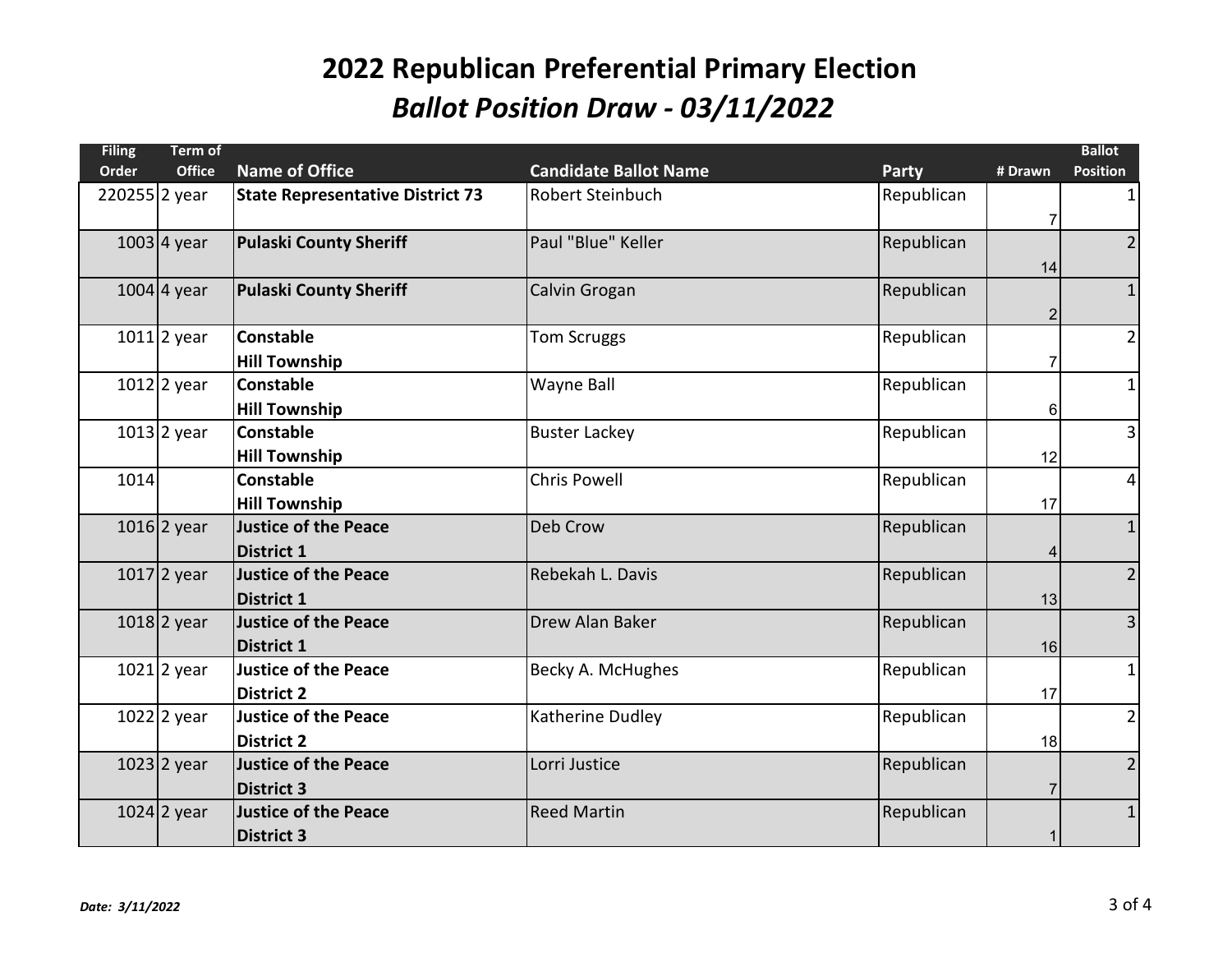# 2022 Republican Preferential Primary Election

## *Ballot Position Draw - 03/11/2022*

| Filing Order | Term of Office | Name of Office | Candidate Ballot Name | Party | # Drawn | Ballot Position |
|---|---|---|---|---|---|---|
| 220255 | 2 year | **State Representative District 73** | Robert Steinbuch | Republican | 7 | 1 |
| 1003 | 4 year | **Pulaski County Sheriff** | Paul "Blue" Keller | Republican | 14 | 2 |
| 1004 | 4 year | **Pulaski County Sheriff** | Calvin Grogan | Republican | 2 | 1 |
| 1011 | 2 year | **Constable Hill Township** | Tom Scruggs | Republican | 7 | 2 |
| 1012 | 2 year | **Constable Hill Township** | Wayne Ball | Republican | 6 | 1 |
| 1013 | 2 year | **Constable Hill Township** | Buster Lackey | Republican | 12 | 3 |
| 1014 | | **Constable Hill Township** | Chris Powell | Republican | 17 | 4 |
| 1016 | 2 year | **Justice of the Peace District 1** | Deb Crow | Republican | 4 | 1 |
| 1017 | 2 year | **Justice of the Peace District 1** | Rebekah L. Davis | Republican | 13 | 2 |
| 1018 | 2 year | **Justice of the Peace District 1** | Drew Alan Baker | Republican | 16 | 3 |
| 1021 | 2 year | **Justice of the Peace District 2** | Becky A. McHughes | Republican | 17 | 1 |
| 1022 | 2 year | **Justice of the Peace District 2** | Katherine Dudley | Republican | 18 | 2 |
| 1023 | 2 year | **Justice of the Peace District 3** | Lorri Justice | Republican | 7 | 2 |
| 1024 | 2 year | **Justice of the Peace District 3** | Reed Martin | Republican | 1 | 1 |

*Date: 3/11/2022*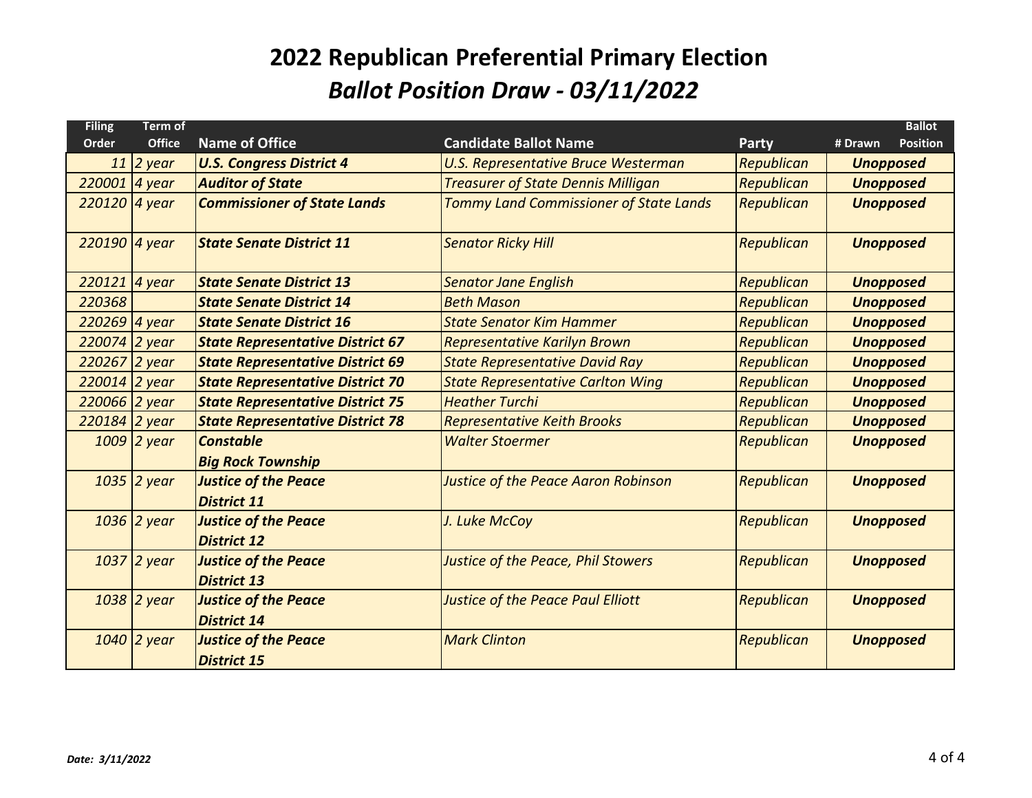# 2022 Republican Preferential Primary Election

## *Ballot Position Draw - 03/11/2022*

| Filing Order | Term of Office | Name of Office | Candidate Ballot Name | Party | # Drawn | Ballot Position |
|---|---|---|---|---|---|---|
| *11* | *2 year* | ***U.S. Congress District 4*** | *U.S. Representative Bruce Westerman* | *Republican* | ***Unopposed*** | |
| *220001* | *4 year* | ***Auditor of State*** | *Treasurer of State Dennis Milligan* | *Republican* | ***Unopposed*** | |
| *220120* | *4 year* | ***Commissioner of State Lands*** | *Tommy Land Commissioner of State Lands* | *Republican* | ***Unopposed*** | |
| *220190* | *4 year* | ***State Senate District 11*** | *Senator Ricky Hill* | *Republican* | ***Unopposed*** | |
| *220121* | *4 year* | ***State Senate District 13*** | *Senator Jane English* | *Republican* | ***Unopposed*** | |
| *220368* | | ***State Senate District 14*** | *Beth Mason* | *Republican* | ***Unopposed*** | |
| *220269* | *4 year* | ***State Senate District 16*** | *State Senator Kim Hammer* | *Republican* | ***Unopposed*** | |
| *220074* | *2 year* | ***State Representative District 67*** | *Representative Karilyn Brown* | *Republican* | ***Unopposed*** | |
| *220267* | *2 year* | ***State Representative District 69*** | *State Representative David Ray* | *Republican* | ***Unopposed*** | |
| *220014* | *2 year* | ***State Representative District 70*** | *State Representative Carlton Wing* | *Republican* | ***Unopposed*** | |
| *220066* | *2 year* | ***State Representative District 75*** | *Heather Turchi* | *Republican* | ***Unopposed*** | |
| *220184* | *2 year* | ***State Representative District 78*** | *Representative Keith Brooks* | *Republican* | ***Unopposed*** | |
| *1009* | *2 year* | ***Constable Big Rock Township*** | *Walter Stoermer* | *Republican* | ***Unopposed*** | |
| *1035* | *2 year* | ***Justice of the Peace District 11*** | *Justice of the Peace Aaron Robinson* | *Republican* | ***Unopposed*** | |
| *1036* | *2 year* | ***Justice of the Peace District 12*** | *J. Luke McCoy* | *Republican* | ***Unopposed*** | |
| *1037* | *2 year* | ***Justice of the Peace District 13*** | *Justice of the Peace, Phil Stowers* | *Republican* | ***Unopposed*** | |
| *1038* | *2 year* | ***Justice of the Peace District 14*** | *Justice of the Peace Paul Elliott* | *Republican* | ***Unopposed*** | |
| *1040* | *2 year* | ***Justice of the Peace District 15*** | *Mark Clinton* | *Republican* | ***Unopposed*** | |

***Date: 3/11/2022***